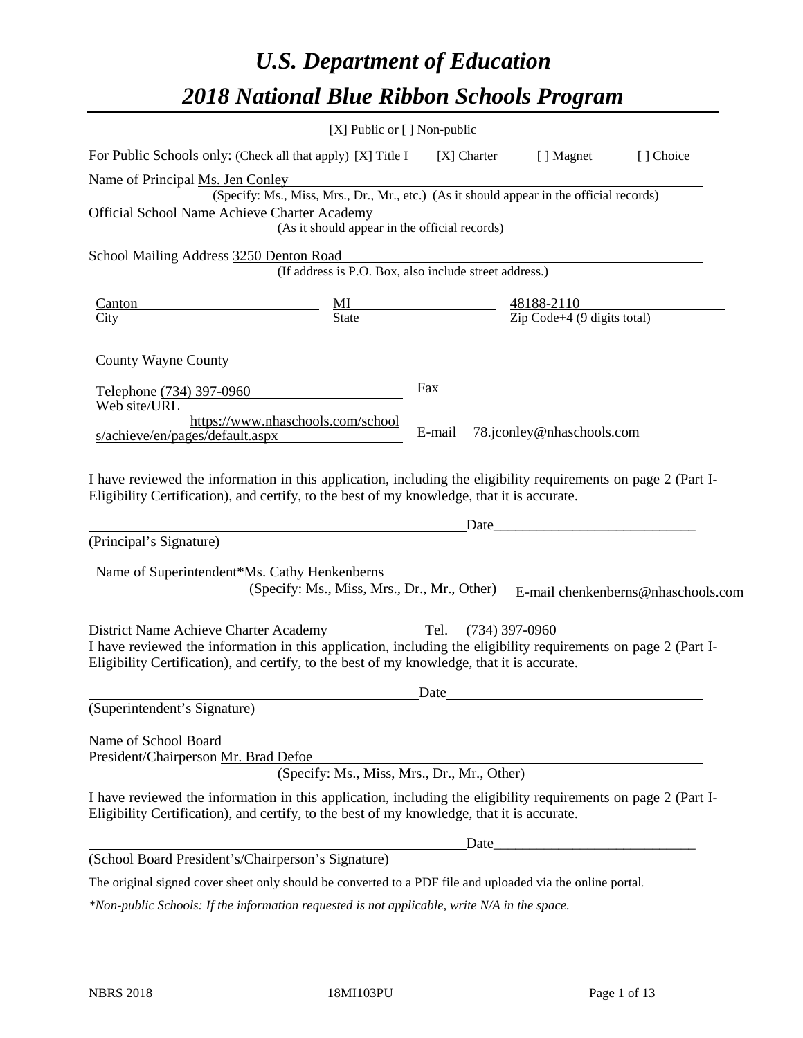# *U.S. Department of Education*

# *2018 National Blue Ribbon Schools Program*

[X] Public or [ ] Non-public

For Public Schools only: (Check all that apply) [X] Title I [X] Charter [ ] Magnet [ ] Choice

Name of Principal Ms. Jen Conley
(Specify: Ms., Miss, Mrs., Dr., Mr., etc.) (As it should appear in the official records)

Official School Name Achieve Charter Academy
(As it should appear in the official records)

School Mailing Address 3250 Denton Road
(If address is P.O. Box, also include street address.)

| Canton | MI | 48188-2110 |
|---|---|---|
| City | State | Zip Code+4 (9 digits total) |

County Wayne County

Telephone (734) 397-0960

Fax

Web site/URL https://www.nhaschools.com/schools/achieve/en/pages/default.aspx

E-mail 78.jconley@nhaschools.com

I have reviewed the information in this application, including the eligibility requirements on page 2 (Part I-Eligibility Certification), and certify, to the best of my knowledge, that it is accurate.

_______________________________________ Date_______________________
(Principal's Signature)

Name of Superintendent*Ms. Cathy Henkenberns
(Specify: Ms., Miss, Mrs., Dr., Mr., Other)

E-mail chenkenberns@nhaschools.com

District Name Achieve Charter Academy Tel. (734) 397-0960

I have reviewed the information in this application, including the eligibility requirements on page 2 (Part I-Eligibility Certification), and certify, to the best of my knowledge, that it is accurate.

_______________________________________ Date_______________________
(Superintendent's Signature)

Name of School Board
President/Chairperson Mr. Brad Defoe
(Specify: Ms., Miss, Mrs., Dr., Mr., Other)

I have reviewed the information in this application, including the eligibility requirements on page 2 (Part I-Eligibility Certification), and certify, to the best of my knowledge, that it is accurate.

_______________________________________ Date_______________________
(School Board President's/Chairperson's Signature)

The original signed cover sheet only should be converted to a PDF file and uploaded via the online portal.

*\*Non-public Schools: If the information requested is not applicable, write N/A in the space.*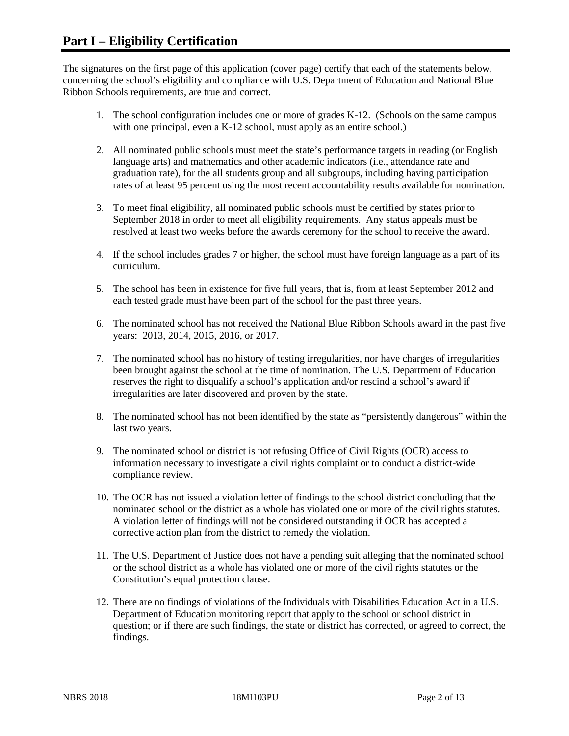## Part I – Eligibility Certification

The signatures on the first page of this application (cover page) certify that each of the statements below, concerning the school's eligibility and compliance with U.S. Department of Education and National Blue Ribbon Schools requirements, are true and correct.

1. The school configuration includes one or more of grades K-12. (Schools on the same campus with one principal, even a K-12 school, must apply as an entire school.)
2. All nominated public schools must meet the state's performance targets in reading (or English language arts) and mathematics and other academic indicators (i.e., attendance rate and graduation rate), for the all students group and all subgroups, including having participation rates of at least 95 percent using the most recent accountability results available for nomination.
3. To meet final eligibility, all nominated public schools must be certified by states prior to September 2018 in order to meet all eligibility requirements. Any status appeals must be resolved at least two weeks before the awards ceremony for the school to receive the award.
4. If the school includes grades 7 or higher, the school must have foreign language as a part of its curriculum.
5. The school has been in existence for five full years, that is, from at least September 2012 and each tested grade must have been part of the school for the past three years.
6. The nominated school has not received the National Blue Ribbon Schools award in the past five years: 2013, 2014, 2015, 2016, or 2017.
7. The nominated school has no history of testing irregularities, nor have charges of irregularities been brought against the school at the time of nomination. The U.S. Department of Education reserves the right to disqualify a school's application and/or rescind a school's award if irregularities are later discovered and proven by the state.
8. The nominated school has not been identified by the state as "persistently dangerous" within the last two years.
9. The nominated school or district is not refusing Office of Civil Rights (OCR) access to information necessary to investigate a civil rights complaint or to conduct a district-wide compliance review.
10. The OCR has not issued a violation letter of findings to the school district concluding that the nominated school or the district as a whole has violated one or more of the civil rights statutes. A violation letter of findings will not be considered outstanding if OCR has accepted a corrective action plan from the district to remedy the violation.
11. The U.S. Department of Justice does not have a pending suit alleging that the nominated school or the school district as a whole has violated one or more of the civil rights statutes or the Constitution's equal protection clause.
12. There are no findings of violations of the Individuals with Disabilities Education Act in a U.S. Department of Education monitoring report that apply to the school or school district in question; or if there are such findings, the state or district has corrected, or agreed to correct, the findings.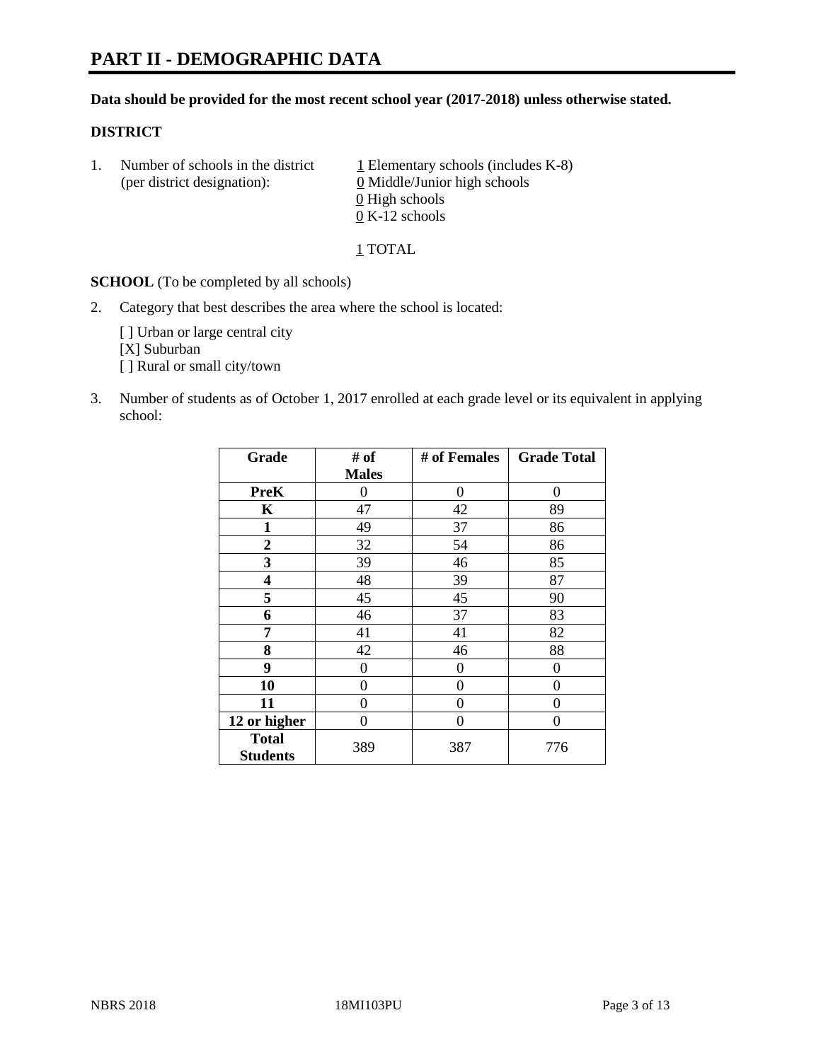# PART II - DEMOGRAPHIC DATA

**Data should be provided for the most recent school year (2017-2018) unless otherwise stated.**

**DISTRICT**

1. Number of schools in the district (per district designation):
   1 Elementary schools (includes K-8)
   0 Middle/Junior high schools
   0 High schools
   0 K-12 schools

   1 TOTAL

**SCHOOL** (To be completed by all schools)

2. Category that best describes the area where the school is located:

   [ ] Urban or large central city
   [X] Suburban
   [ ] Rural or small city/town

3. Number of students as of October 1, 2017 enrolled at each grade level or its equivalent in applying school:

| Grade | # of Males | # of Females | Grade Total |
|---|---|---|---|
| **PreK** | 0 | 0 | 0 |
| **K** | 47 | 42 | 89 |
| **1** | 49 | 37 | 86 |
| **2** | 32 | 54 | 86 |
| **3** | 39 | 46 | 85 |
| **4** | 48 | 39 | 87 |
| **5** | 45 | 45 | 90 |
| **6** | 46 | 37 | 83 |
| **7** | 41 | 41 | 82 |
| **8** | 42 | 46 | 88 |
| **9** | 0 | 0 | 0 |
| **10** | 0 | 0 | 0 |
| **11** | 0 | 0 | 0 |
| **12 or higher** | 0 | 0 | 0 |
| **Total Students** | 389 | 387 | 776 |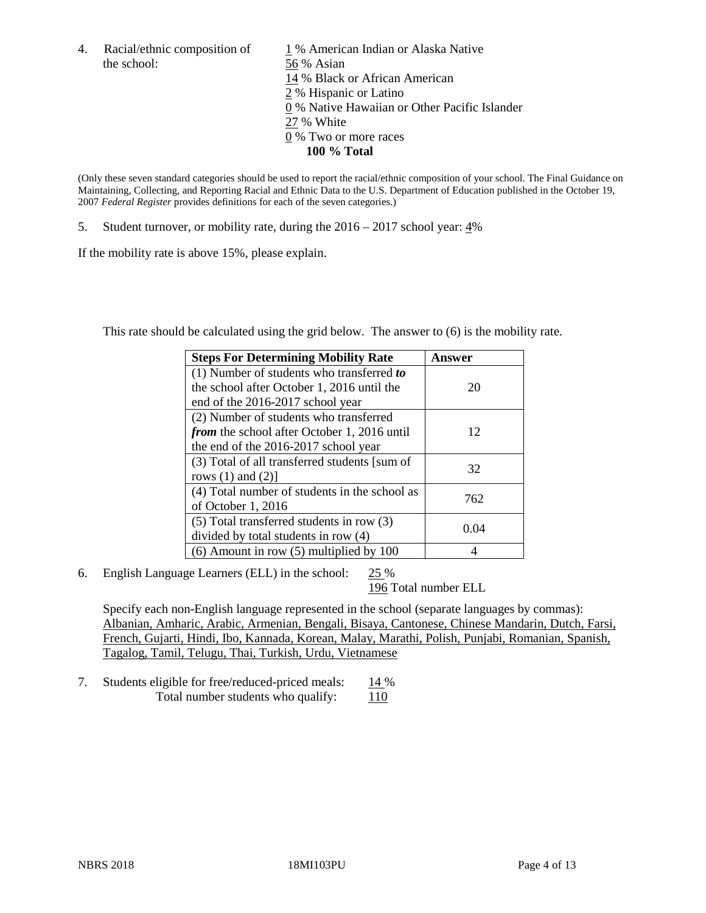4. Racial/ethnic composition of the school:

1 % American Indian or Alaska Native
56 % Asian
14 % Black or African American
2 % Hispanic or Latino
0 % Native Hawaiian or Other Pacific Islander
27 % White
0 % Two or more races
**100 % Total**

(Only these seven standard categories should be used to report the racial/ethnic composition of your school. The Final Guidance on Maintaining, Collecting, and Reporting Racial and Ethnic Data to the U.S. Department of Education published in the October 19, 2007 *Federal Register* provides definitions for each of the seven categories.)

5. Student turnover, or mobility rate, during the 2016 – 2017 school year: 4%

If the mobility rate is above 15%, please explain.

This rate should be calculated using the grid below. The answer to (6) is the mobility rate.

| **Steps For Determining Mobility Rate** | **Answer** |
|---|---|
| (1) Number of students who transferred ***to*** the school after October 1, 2016 until the end of the 2016-2017 school year | 20 |
| (2) Number of students who transferred ***from*** the school after October 1, 2016 until the end of the 2016-2017 school year | 12 |
| (3) Total of all transferred students [sum of rows (1) and (2)] | 32 |
| (4) Total number of students in the school as of October 1, 2016 | 762 |
| (5) Total transferred students in row (3) divided by total students in row (4) | 0.04 |
| (6) Amount in row (5) multiplied by 100 | 4 |

6. English Language Learners (ELL) in the school: 25 %
196 Total number ELL

Specify each non-English language represented in the school (separate languages by commas): Albanian, Amharic, Arabic, Armenian, Bengali, Bisaya, Cantonese, Chinese Mandarin, Dutch, Farsi, French, Gujarti, Hindi, Ibo, Kannada, Korean, Malay, Marathi, Polish, Punjabi, Romanian, Spanish, Tagalog, Tamil, Telugu, Thai, Turkish, Urdu, Vietnamese

7. Students eligible for free/reduced-priced meals: 14 %
Total number students who qualify: 110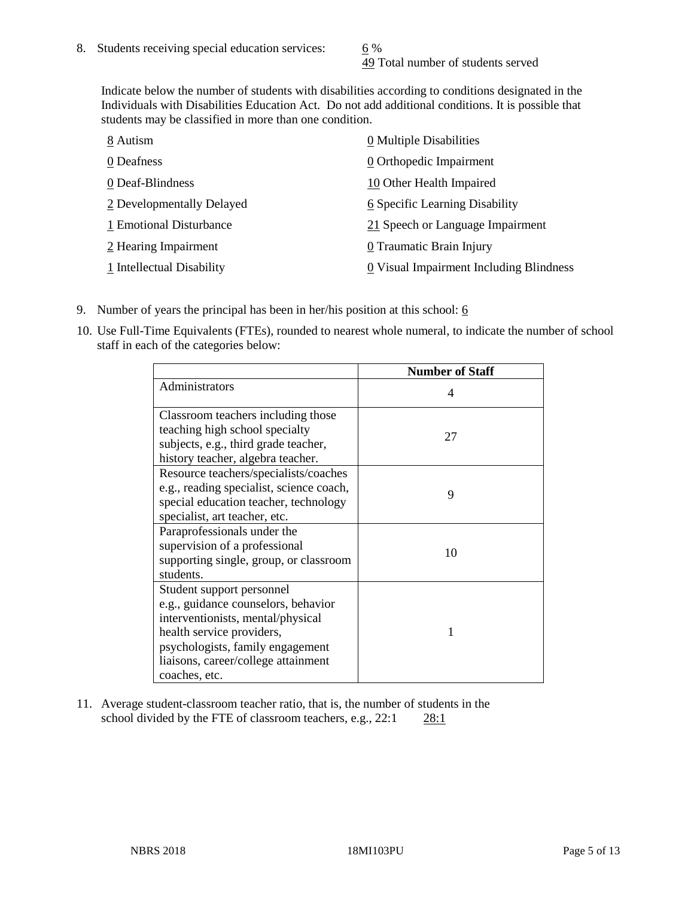8. Students receiving special education services: 6 %
   49 Total number of students served

   Indicate below the number of students with disabilities according to conditions designated in the Individuals with Disabilities Education Act. Do not add additional conditions. It is possible that students may be classified in more than one condition.

   8 Autism
   0 Deafness
   0 Deaf-Blindness
   2 Developmentally Delayed
   1 Emotional Disturbance
   2 Hearing Impairment
   1 Intellectual Disability
   0 Multiple Disabilities
   0 Orthopedic Impairment
   10 Other Health Impaired
   6 Specific Learning Disability
   21 Speech or Language Impairment
   0 Traumatic Brain Injury
   0 Visual Impairment Including Blindness

9. Number of years the principal has been in her/his position at this school: 6

10. Use Full-Time Equivalents (FTEs), rounded to nearest whole numeral, to indicate the number of school staff in each of the categories below:

| | Number of Staff |
|---|---|
| Administrators | 4 |
| Classroom teachers including those teaching high school specialty subjects, e.g., third grade teacher, history teacher, algebra teacher. | 27 |
| Resource teachers/specialists/coaches e.g., reading specialist, science coach, special education teacher, technology specialist, art teacher, etc. | 9 |
| Paraprofessionals under the supervision of a professional supporting single, group, or classroom students. | 10 |
| Student support personnel e.g., guidance counselors, behavior interventionists, mental/physical health service providers, psychologists, family engagement liaisons, career/college attainment coaches, etc. | 1 |

11. Average student-classroom teacher ratio, that is, the number of students in the school divided by the FTE of classroom teachers, e.g., 22:1 28:1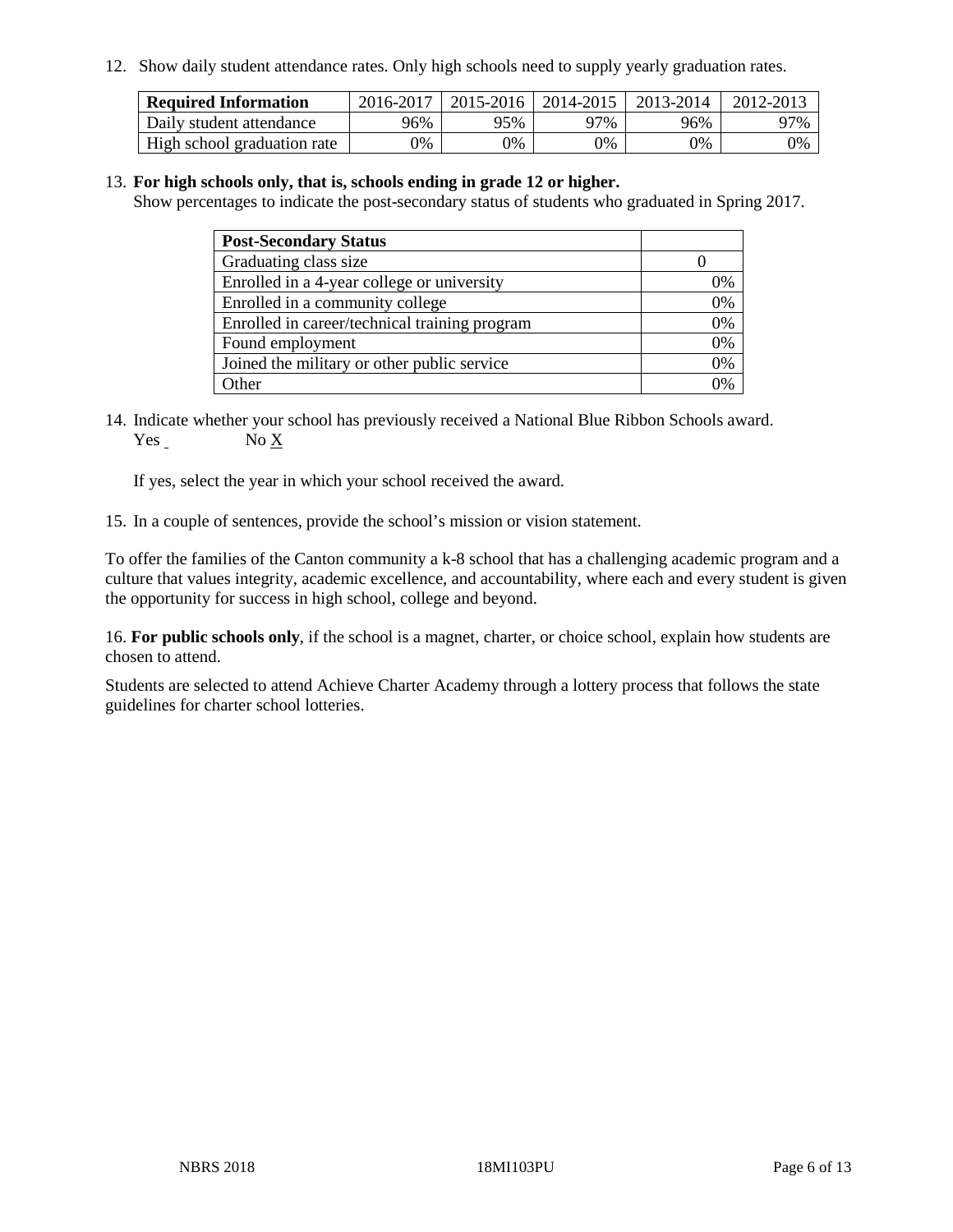12. Show daily student attendance rates. Only high schools need to supply yearly graduation rates.

| Required Information | 2016-2017 | 2015-2016 | 2014-2015 | 2013-2014 | 2012-2013 |
|---|---|---|---|---|---|
| Daily student attendance | 96% | 95% | 97% | 96% | 97% |
| High school graduation rate | 0% | 0% | 0% | 0% | 0% |

13. **For high schools only, that is, schools ending in grade 12 or higher.**
Show percentages to indicate the post-secondary status of students who graduated in Spring 2017.

| Post-Secondary Status | |
|---|---|
| Graduating class size | 0 |
| Enrolled in a 4-year college or university | 0% |
| Enrolled in a community college | 0% |
| Enrolled in career/technical training program | 0% |
| Found employment | 0% |
| Joined the military or other public service | 0% |
| Other | 0% |

14. Indicate whether your school has previously received a National Blue Ribbon Schools award.
Yes _ No X

If yes, select the year in which your school received the award.

15. In a couple of sentences, provide the school's mission or vision statement.

To offer the families of the Canton community a k-8 school that has a challenging academic program and a culture that values integrity, academic excellence, and accountability, where each and every student is given the opportunity for success in high school, college and beyond.

16. **For public schools only**, if the school is a magnet, charter, or choice school, explain how students are chosen to attend.

Students are selected to attend Achieve Charter Academy through a lottery process that follows the state guidelines for charter school lotteries.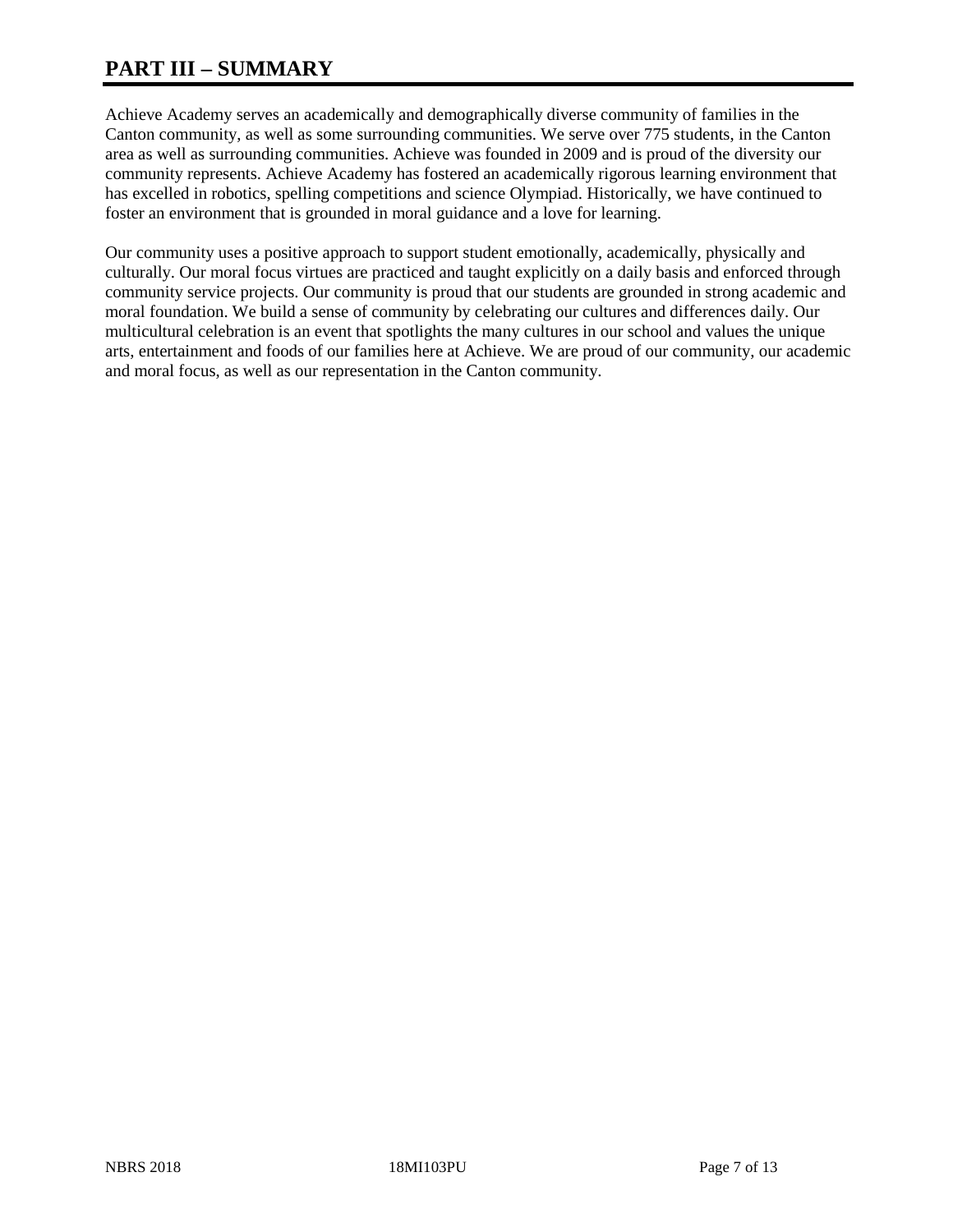# PART III – SUMMARY

Achieve Academy serves an academically and demographically diverse community of families in the Canton community, as well as some surrounding communities. We serve over 775 students, in the Canton area as well as surrounding communities. Achieve was founded in 2009 and is proud of the diversity our community represents. Achieve Academy has fostered an academically rigorous learning environment that has excelled in robotics, spelling competitions and science Olympiad. Historically, we have continued to foster an environment that is grounded in moral guidance and a love for learning.

Our community uses a positive approach to support student emotionally, academically, physically and culturally. Our moral focus virtues are practiced and taught explicitly on a daily basis and enforced through community service projects. Our community is proud that our students are grounded in strong academic and moral foundation. We build a sense of community by celebrating our cultures and differences daily. Our multicultural celebration is an event that spotlights the many cultures in our school and values the unique arts, entertainment and foods of our families here at Achieve. We are proud of our community, our academic and moral focus, as well as our representation in the Canton community.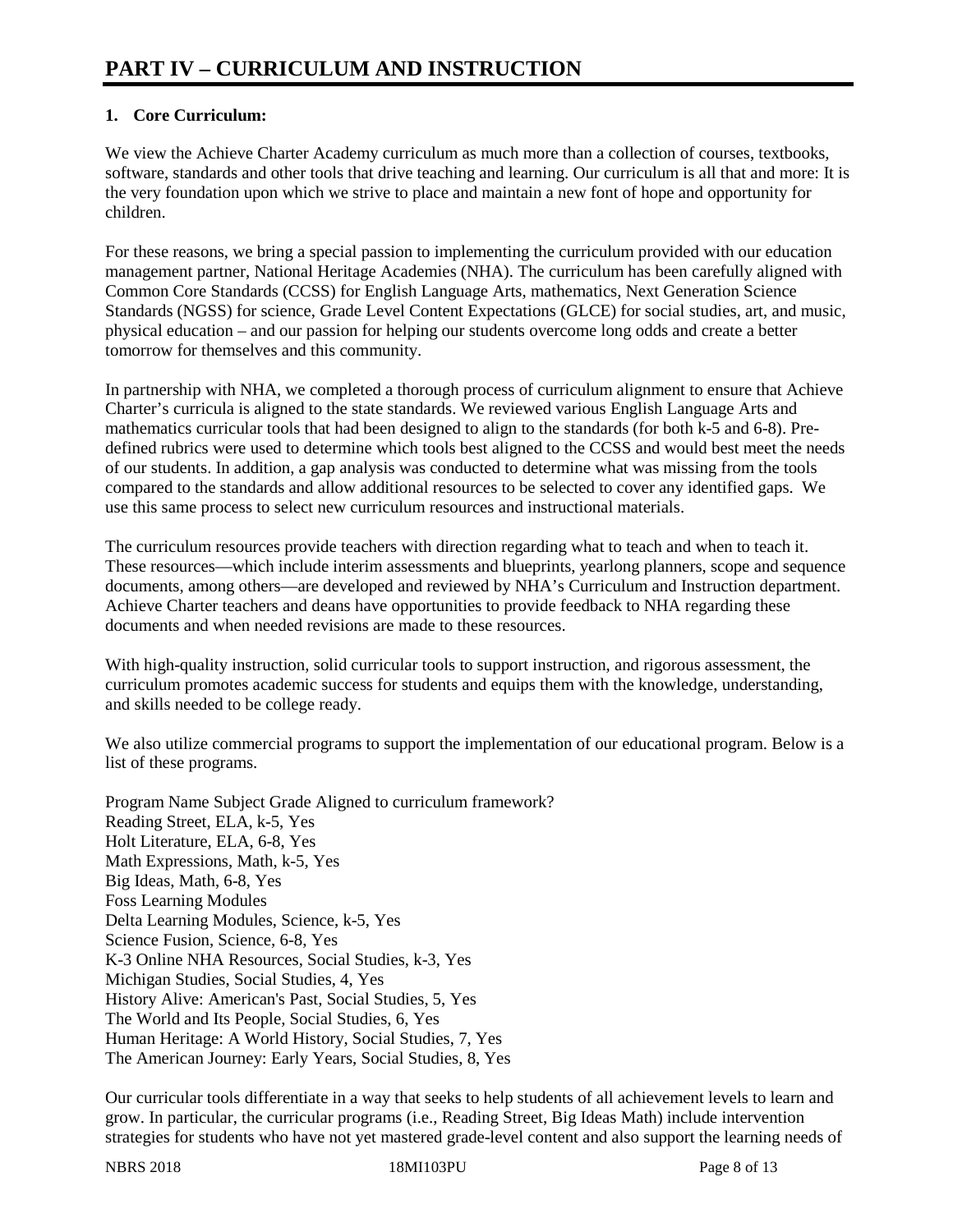# PART IV – CURRICULUM AND INSTRUCTION

**1. Core Curriculum:**

We view the Achieve Charter Academy curriculum as much more than a collection of courses, textbooks, software, standards and other tools that drive teaching and learning. Our curriculum is all that and more: It is the very foundation upon which we strive to place and maintain a new font of hope and opportunity for children.

For these reasons, we bring a special passion to implementing the curriculum provided with our education management partner, National Heritage Academies (NHA). The curriculum has been carefully aligned with Common Core Standards (CCSS) for English Language Arts, mathematics, Next Generation Science Standards (NGSS) for science, Grade Level Content Expectations (GLCE) for social studies, art, and music, physical education – and our passion for helping our students overcome long odds and create a better tomorrow for themselves and this community.

In partnership with NHA, we completed a thorough process of curriculum alignment to ensure that Achieve Charter's curricula is aligned to the state standards. We reviewed various English Language Arts and mathematics curricular tools that had been designed to align to the standards (for both k-5 and 6-8). Pre-defined rubrics were used to determine which tools best aligned to the CCSS and would best meet the needs of our students. In addition, a gap analysis was conducted to determine what was missing from the tools compared to the standards and allow additional resources to be selected to cover any identified gaps. We use this same process to select new curriculum resources and instructional materials.

The curriculum resources provide teachers with direction regarding what to teach and when to teach it. These resources—which include interim assessments and blueprints, yearlong planners, scope and sequence documents, among others—are developed and reviewed by NHA's Curriculum and Instruction department. Achieve Charter teachers and deans have opportunities to provide feedback to NHA regarding these documents and when needed revisions are made to these resources.

With high-quality instruction, solid curricular tools to support instruction, and rigorous assessment, the curriculum promotes academic success for students and equips them with the knowledge, understanding, and skills needed to be college ready.

We also utilize commercial programs to support the implementation of our educational program. Below is a list of these programs.

Program Name Subject Grade Aligned to curriculum framework?
Reading Street, ELA, k-5, Yes
Holt Literature, ELA, 6-8, Yes
Math Expressions, Math, k-5, Yes
Big Ideas, Math, 6-8, Yes
Foss Learning Modules
Delta Learning Modules, Science, k-5, Yes
Science Fusion, Science, 6-8, Yes
K-3 Online NHA Resources, Social Studies, k-3, Yes
Michigan Studies, Social Studies, 4, Yes
History Alive: American's Past, Social Studies, 5, Yes
The World and Its People, Social Studies, 6, Yes
Human Heritage: A World History, Social Studies, 7, Yes
The American Journey: Early Years, Social Studies, 8, Yes

Our curricular tools differentiate in a way that seeks to help students of all achievement levels to learn and grow. In particular, the curricular programs (i.e., Reading Street, Big Ideas Math) include intervention strategies for students who have not yet mastered grade-level content and also support the learning needs of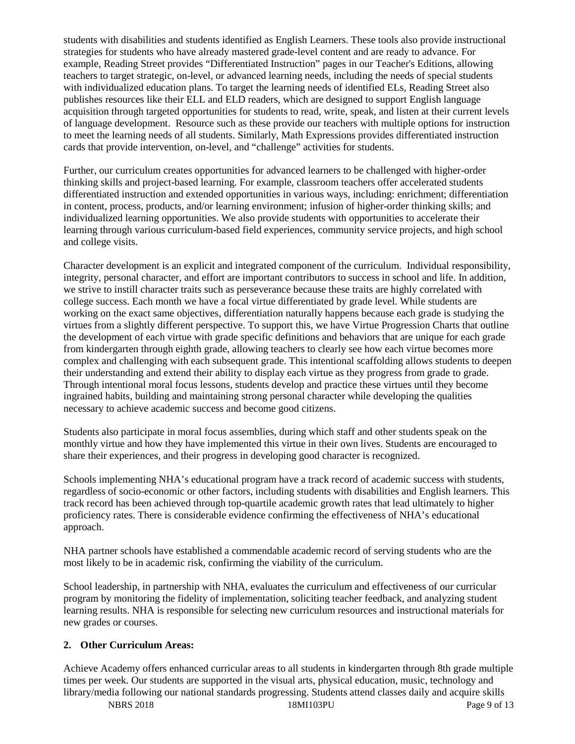students with disabilities and students identified as English Learners. These tools also provide instructional strategies for students who have already mastered grade-level content and are ready to advance. For example, Reading Street provides "Differentiated Instruction" pages in our Teacher's Editions, allowing teachers to target strategic, on-level, or advanced learning needs, including the needs of special students with individualized education plans. To target the learning needs of identified ELs, Reading Street also publishes resources like their ELL and ELD readers, which are designed to support English language acquisition through targeted opportunities for students to read, write, speak, and listen at their current levels of language development. Resource such as these provide our teachers with multiple options for instruction to meet the learning needs of all students. Similarly, Math Expressions provides differentiated instruction cards that provide intervention, on-level, and "challenge" activities for students.

Further, our curriculum creates opportunities for advanced learners to be challenged with higher-order thinking skills and project-based learning. For example, classroom teachers offer accelerated students differentiated instruction and extended opportunities in various ways, including: enrichment; differentiation in content, process, products, and/or learning environment; infusion of higher-order thinking skills; and individualized learning opportunities. We also provide students with opportunities to accelerate their learning through various curriculum-based field experiences, community service projects, and high school and college visits.

Character development is an explicit and integrated component of the curriculum. Individual responsibility, integrity, personal character, and effort are important contributors to success in school and life. In addition, we strive to instill character traits such as perseverance because these traits are highly correlated with college success. Each month we have a focal virtue differentiated by grade level. While students are working on the exact same objectives, differentiation naturally happens because each grade is studying the virtues from a slightly different perspective. To support this, we have Virtue Progression Charts that outline the development of each virtue with grade specific definitions and behaviors that are unique for each grade from kindergarten through eighth grade, allowing teachers to clearly see how each virtue becomes more complex and challenging with each subsequent grade. This intentional scaffolding allows students to deepen their understanding and extend their ability to display each virtue as they progress from grade to grade. Through intentional moral focus lessons, students develop and practice these virtues until they become ingrained habits, building and maintaining strong personal character while developing the qualities necessary to achieve academic success and become good citizens.

Students also participate in moral focus assemblies, during which staff and other students speak on the monthly virtue and how they have implemented this virtue in their own lives. Students are encouraged to share their experiences, and their progress in developing good character is recognized.

Schools implementing NHA's educational program have a track record of academic success with students, regardless of socio-economic or other factors, including students with disabilities and English learners. This track record has been achieved through top-quartile academic growth rates that lead ultimately to higher proficiency rates. There is considerable evidence confirming the effectiveness of NHA's educational approach.

NHA partner schools have established a commendable academic record of serving students who are the most likely to be in academic risk, confirming the viability of the curriculum.

School leadership, in partnership with NHA, evaluates the curriculum and effectiveness of our curricular program by monitoring the fidelity of implementation, soliciting teacher feedback, and analyzing student learning results. NHA is responsible for selecting new curriculum resources and instructional materials for new grades or courses.

**2. Other Curriculum Areas:**

Achieve Academy offers enhanced curricular areas to all students in kindergarten through 8th grade multiple times per week. Our students are supported in the visual arts, physical education, music, technology and library/media following our national standards progressing. Students attend classes daily and acquire skills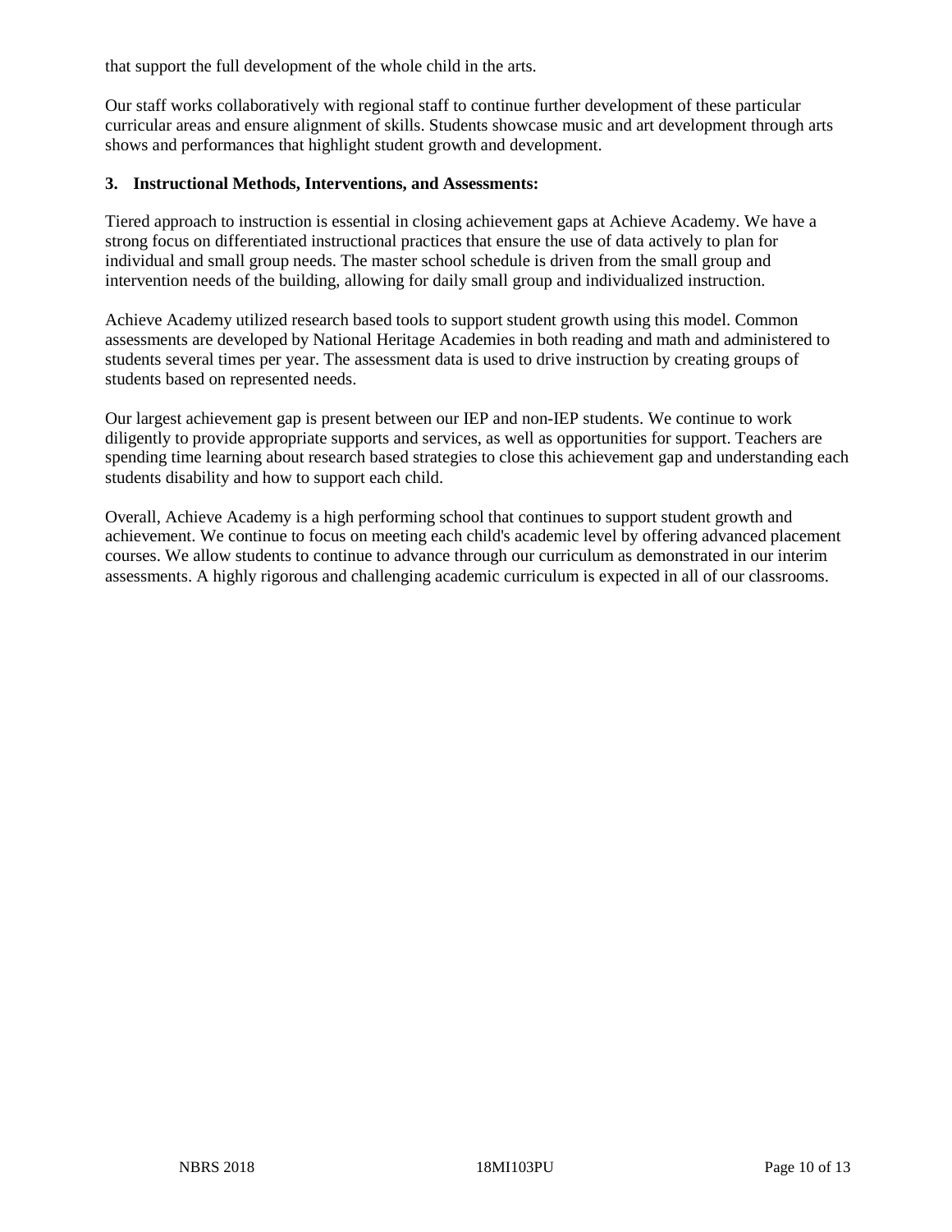that support the full development of the whole child in the arts.

Our staff works collaboratively with regional staff to continue further development of these particular curricular areas and ensure alignment of skills. Students showcase music and art development through arts shows and performances that highlight student growth and development.

**3. Instructional Methods, Interventions, and Assessments:**

Tiered approach to instruction is essential in closing achievement gaps at Achieve Academy. We have a strong focus on differentiated instructional practices that ensure the use of data actively to plan for individual and small group needs. The master school schedule is driven from the small group and intervention needs of the building, allowing for daily small group and individualized instruction.

Achieve Academy utilized research based tools to support student growth using this model. Common assessments are developed by National Heritage Academies in both reading and math and administered to students several times per year. The assessment data is used to drive instruction by creating groups of students based on represented needs.

Our largest achievement gap is present between our IEP and non-IEP students. We continue to work diligently to provide appropriate supports and services, as well as opportunities for support. Teachers are spending time learning about research based strategies to close this achievement gap and understanding each students disability and how to support each child.

Overall, Achieve Academy is a high performing school that continues to support student growth and achievement. We continue to focus on meeting each child's academic level by offering advanced placement courses. We allow students to continue to advance through our curriculum as demonstrated in our interim assessments. A highly rigorous and challenging academic curriculum is expected in all of our classrooms.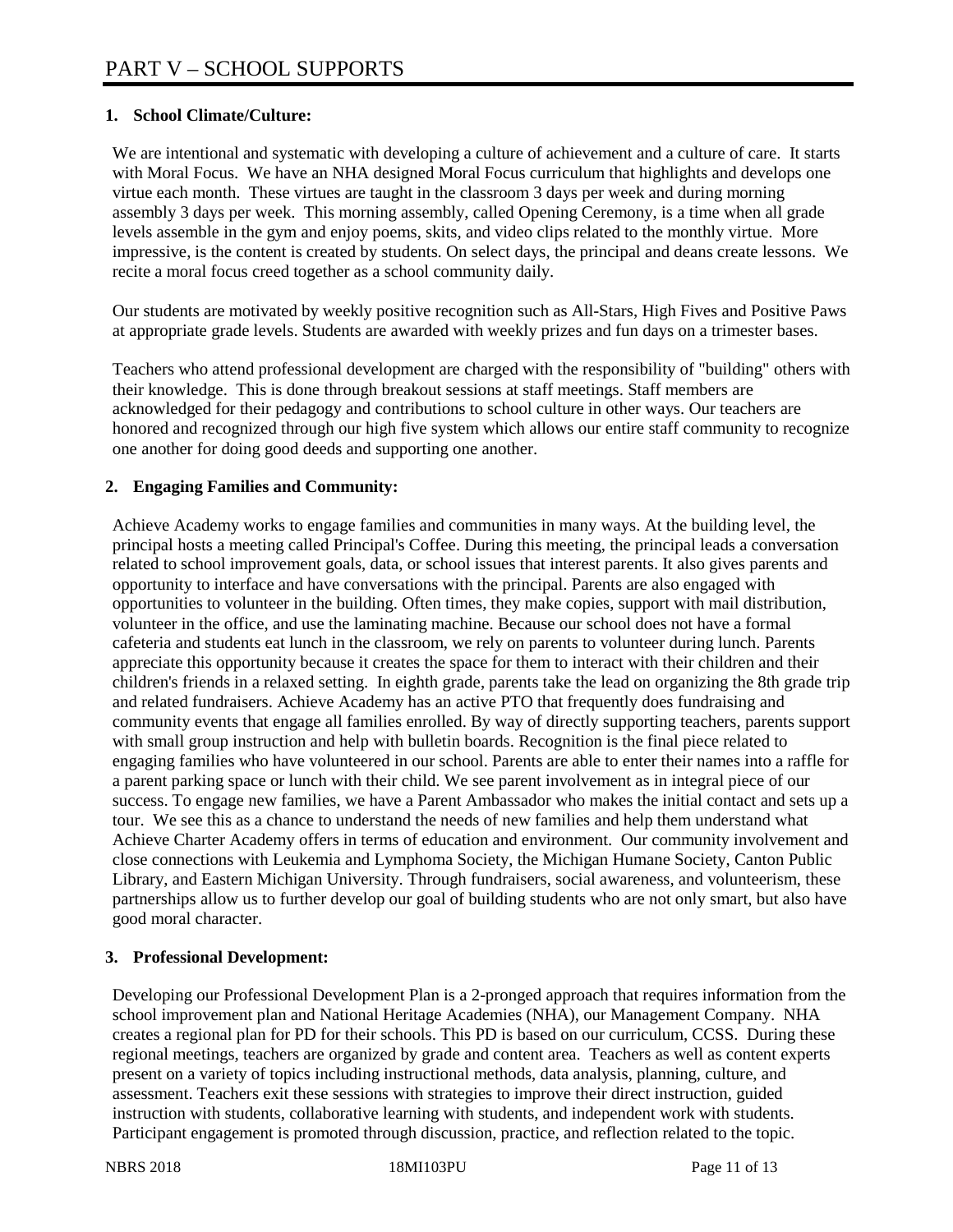# PART V – SCHOOL SUPPORTS

## 1. School Climate/Culture:

We are intentional and systematic with developing a culture of achievement and a culture of care. It starts with Moral Focus. We have an NHA designed Moral Focus curriculum that highlights and develops one virtue each month. These virtues are taught in the classroom 3 days per week and during morning assembly 3 days per week. This morning assembly, called Opening Ceremony, is a time when all grade levels assemble in the gym and enjoy poems, skits, and video clips related to the monthly virtue. More impressive, is the content is created by students. On select days, the principal and deans create lessons. We recite a moral focus creed together as a school community daily.

Our students are motivated by weekly positive recognition such as All-Stars, High Fives and Positive Paws at appropriate grade levels. Students are awarded with weekly prizes and fun days on a trimester bases.

Teachers who attend professional development are charged with the responsibility of "building" others with their knowledge. This is done through breakout sessions at staff meetings. Staff members are acknowledged for their pedagogy and contributions to school culture in other ways. Our teachers are honored and recognized through our high five system which allows our entire staff community to recognize one another for doing good deeds and supporting one another.

## 2. Engaging Families and Community:

Achieve Academy works to engage families and communities in many ways. At the building level, the principal hosts a meeting called Principal's Coffee. During this meeting, the principal leads a conversation related to school improvement goals, data, or school issues that interest parents. It also gives parents and opportunity to interface and have conversations with the principal. Parents are also engaged with opportunities to volunteer in the building. Often times, they make copies, support with mail distribution, volunteer in the office, and use the laminating machine. Because our school does not have a formal cafeteria and students eat lunch in the classroom, we rely on parents to volunteer during lunch. Parents appreciate this opportunity because it creates the space for them to interact with their children and their children's friends in a relaxed setting. In eighth grade, parents take the lead on organizing the 8th grade trip and related fundraisers. Achieve Academy has an active PTO that frequently does fundraising and community events that engage all families enrolled. By way of directly supporting teachers, parents support with small group instruction and help with bulletin boards. Recognition is the final piece related to engaging families who have volunteered in our school. Parents are able to enter their names into a raffle for a parent parking space or lunch with their child. We see parent involvement as in integral piece of our success. To engage new families, we have a Parent Ambassador who makes the initial contact and sets up a tour. We see this as a chance to understand the needs of new families and help them understand what Achieve Charter Academy offers in terms of education and environment. Our community involvement and close connections with Leukemia and Lymphoma Society, the Michigan Humane Society, Canton Public Library, and Eastern Michigan University. Through fundraisers, social awareness, and volunteerism, these partnerships allow us to further develop our goal of building students who are not only smart, but also have good moral character.

## 3. Professional Development:

Developing our Professional Development Plan is a 2-pronged approach that requires information from the school improvement plan and National Heritage Academies (NHA), our Management Company. NHA creates a regional plan for PD for their schools. This PD is based on our curriculum, CCSS. During these regional meetings, teachers are organized by grade and content area. Teachers as well as content experts present on a variety of topics including instructional methods, data analysis, planning, culture, and assessment. Teachers exit these sessions with strategies to improve their direct instruction, guided instruction with students, collaborative learning with students, and independent work with students. Participant engagement is promoted through discussion, practice, and reflection related to the topic.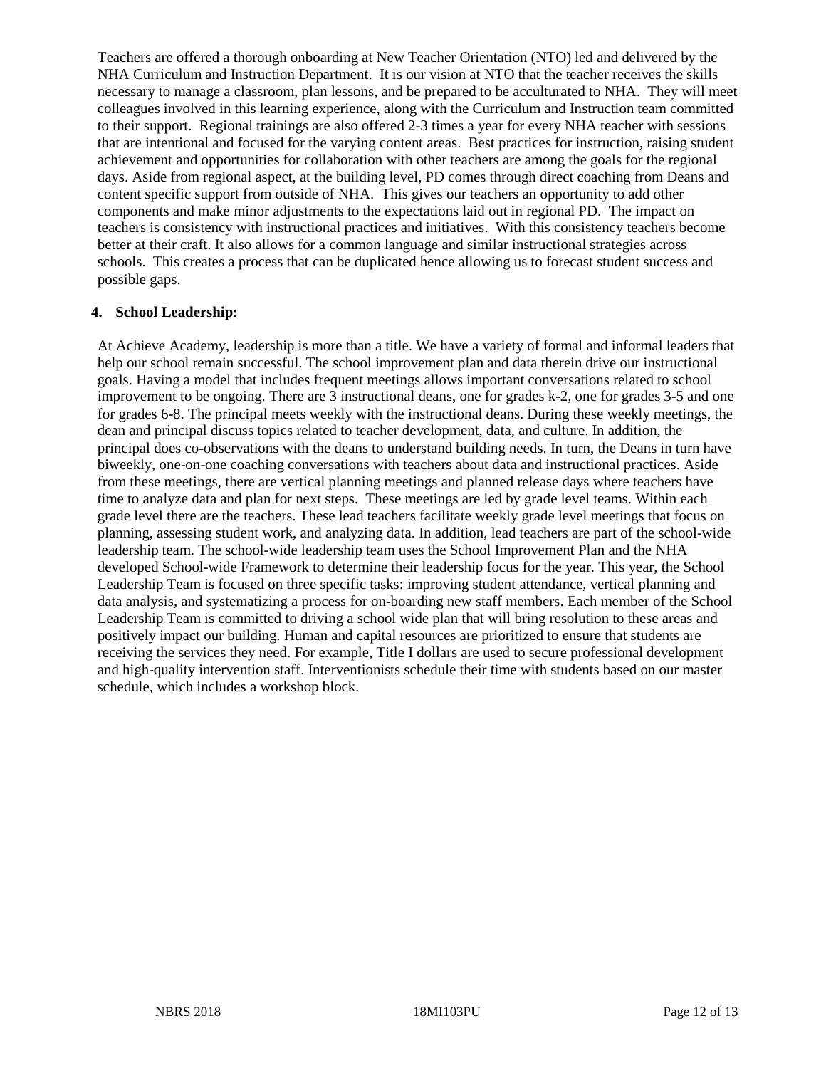Teachers are offered a thorough onboarding at New Teacher Orientation (NTO) led and delivered by the NHA Curriculum and Instruction Department. It is our vision at NTO that the teacher receives the skills necessary to manage a classroom, plan lessons, and be prepared to be acculturated to NHA. They will meet colleagues involved in this learning experience, along with the Curriculum and Instruction team committed to their support. Regional trainings are also offered 2-3 times a year for every NHA teacher with sessions that are intentional and focused for the varying content areas. Best practices for instruction, raising student achievement and opportunities for collaboration with other teachers are among the goals for the regional days. Aside from regional aspect, at the building level, PD comes through direct coaching from Deans and content specific support from outside of NHA. This gives our teachers an opportunity to add other components and make minor adjustments to the expectations laid out in regional PD. The impact on teachers is consistency with instructional practices and initiatives. With this consistency teachers become better at their craft. It also allows for a common language and similar instructional strategies across schools. This creates a process that can be duplicated hence allowing us to forecast student success and possible gaps.

**4. School Leadership:**

At Achieve Academy, leadership is more than a title. We have a variety of formal and informal leaders that help our school remain successful. The school improvement plan and data therein drive our instructional goals. Having a model that includes frequent meetings allows important conversations related to school improvement to be ongoing. There are 3 instructional deans, one for grades k-2, one for grades 3-5 and one for grades 6-8. The principal meets weekly with the instructional deans. During these weekly meetings, the dean and principal discuss topics related to teacher development, data, and culture. In addition, the principal does co-observations with the deans to understand building needs. In turn, the Deans in turn have biweekly, one-on-one coaching conversations with teachers about data and instructional practices. Aside from these meetings, there are vertical planning meetings and planned release days where teachers have time to analyze data and plan for next steps. These meetings are led by grade level teams. Within each grade level there are the teachers. These lead teachers facilitate weekly grade level meetings that focus on planning, assessing student work, and analyzing data. In addition, lead teachers are part of the school-wide leadership team. The school-wide leadership team uses the School Improvement Plan and the NHA developed School-wide Framework to determine their leadership focus for the year. This year, the School Leadership Team is focused on three specific tasks: improving student attendance, vertical planning and data analysis, and systematizing a process for on-boarding new staff members. Each member of the School Leadership Team is committed to driving a school wide plan that will bring resolution to these areas and positively impact our building. Human and capital resources are prioritized to ensure that students are receiving the services they need. For example, Title I dollars are used to secure professional development and high-quality intervention staff. Interventionists schedule their time with students based on our master schedule, which includes a workshop block.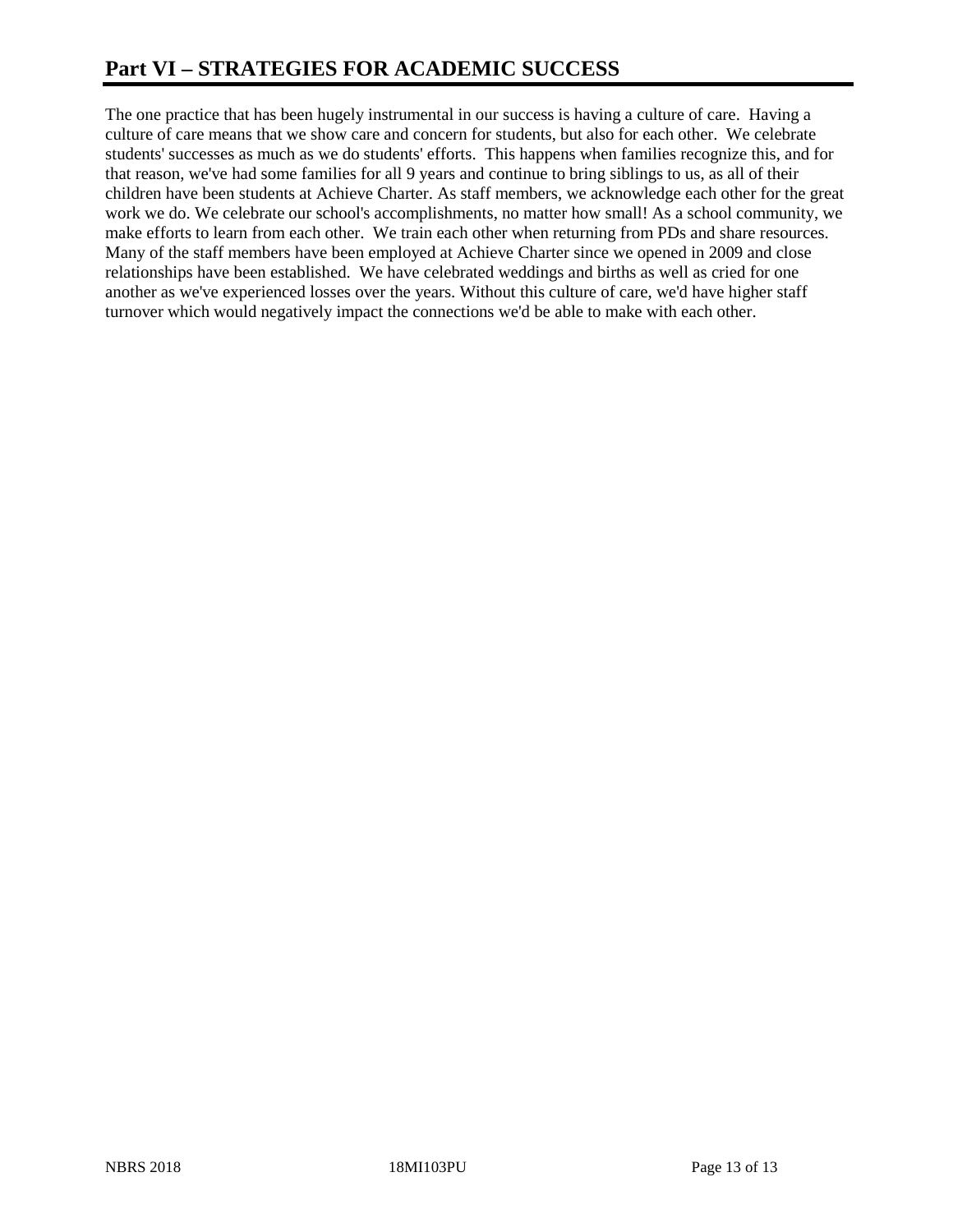# Part VI – STRATEGIES FOR ACADEMIC SUCCESS

The one practice that has been hugely instrumental in our success is having a culture of care. Having a culture of care means that we show care and concern for students, but also for each other. We celebrate students' successes as much as we do students' efforts. This happens when families recognize this, and for that reason, we've had some families for all 9 years and continue to bring siblings to us, as all of their children have been students at Achieve Charter. As staff members, we acknowledge each other for the great work we do. We celebrate our school's accomplishments, no matter how small! As a school community, we make efforts to learn from each other. We train each other when returning from PDs and share resources. Many of the staff members have been employed at Achieve Charter since we opened in 2009 and close relationships have been established. We have celebrated weddings and births as well as cried for one another as we've experienced losses over the years. Without this culture of care, we'd have higher staff turnover which would negatively impact the connections we'd be able to make with each other.